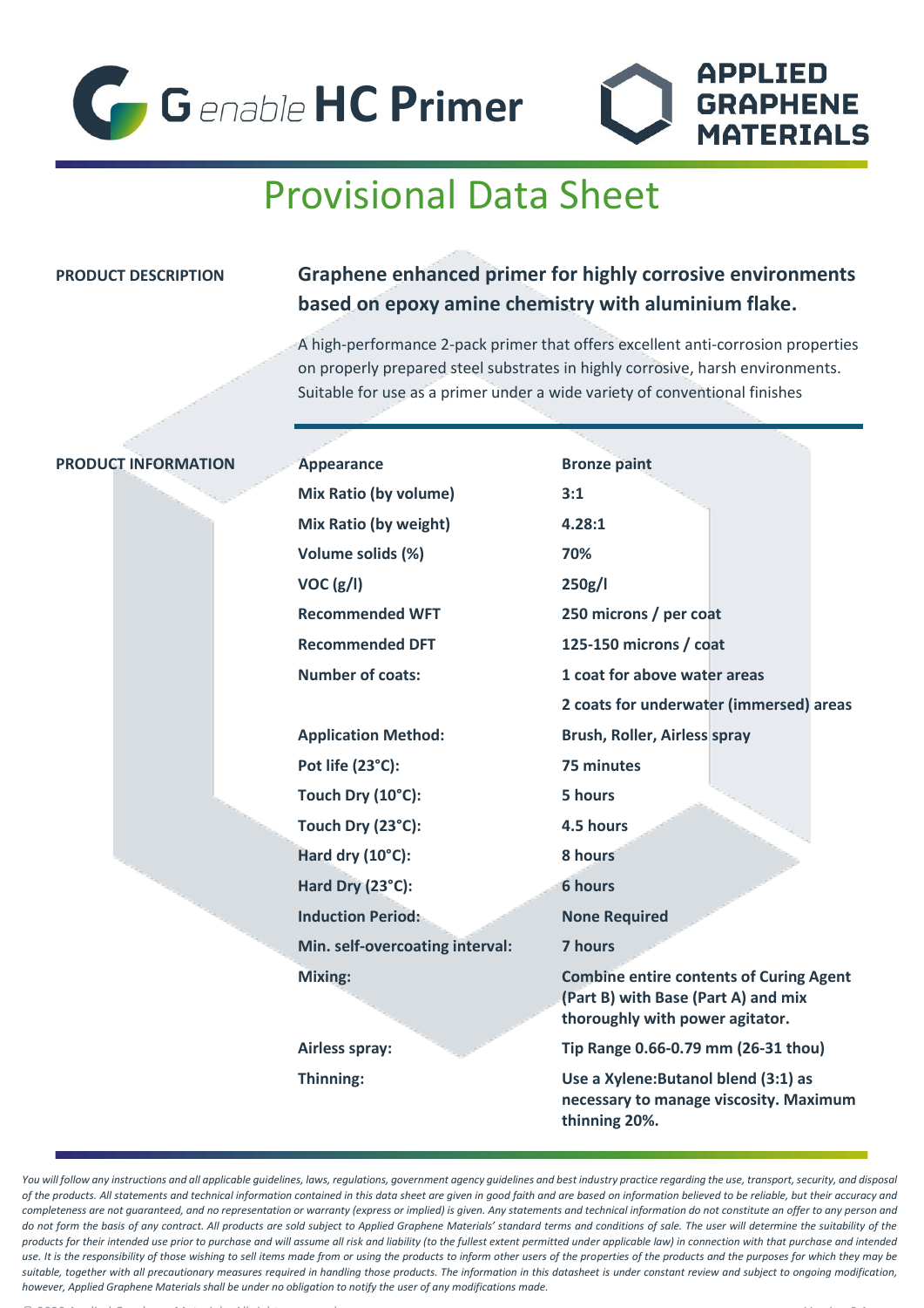# G*enable* HC Primer

APPLIED GRAPHENE MATERIALS

## Provisional Data Sheet

**PRODUCT DESCRIPTION**

**Graphene enhanced primer for highly corrosive environments based on epoxy amine chemistry with aluminium flake.**

A high-performance 2-pack primer that offers excellent anti-corrosion properties on properly prepared steel substrates in highly corrosive, harsh environments. Suitable for use as a primer under a wide variety of conventional finishes

**PRODUCT INFORMATION**

| | |
|---|---|
| **Appearance** | **Bronze paint** |
| **Mix Ratio (by volume)** | **3:1** |
| **Mix Ratio (by weight)** | **4.28:1** |
| **Volume solids (%)** | **70%** |
| **VOC (g/l)** | **250g/l** |
| **Recommended WFT** | **250 microns / per coat** |
| **Recommended DFT** | **125-150 microns / coat** |
| **Number of coats:** | **1 coat for above water areas**<br>**2 coats for underwater (immersed) areas** |
| **Application Method:** | **Brush, Roller, Airless spray** |
| **Pot life (23°C):** | **75 minutes** |
| **Touch Dry (10°C):** | **5 hours** |
| **Touch Dry (23°C):** | **4.5 hours** |
| **Hard dry (10°C):** | **8 hours** |
| **Hard Dry (23°C):** | **6 hours** |
| **Induction Period:** | **None Required** |
| **Min. self-overcoating interval:** | **7 hours** |
| **Mixing:** | **Combine entire contents of Curing Agent (Part B) with Base (Part A) and mix thoroughly with power agitator.** |
| **Airless spray:** | **Tip Range 0.66-0.79 mm (26-31 thou)** |
| **Thinning:** | **Use a Xylene:Butanol blend (3:1) as necessary to manage viscosity. Maximum thinning 20%.** |

*You will follow any instructions and all applicable guidelines, laws, regulations, government agency guidelines and best industry practice regarding the use, transport, security, and disposal of the products. All statements and technical information contained in this data sheet are given in good faith and are based on information believed to be reliable, but their accuracy and completeness are not guaranteed, and no representation or warranty (express or implied) is given. Any statements and technical information do not constitute an offer to any person and do not form the basis of any contract. All products are sold subject to Applied Graphene Materials' standard terms and conditions of sale. The user will determine the suitability of the products for their intended use prior to purchase and will assume all risk and liability (to the fullest extent permitted under applicable law) in connection with that purchase and intended use. It is the responsibility of those wishing to sell items made from or using the products to inform other users of the properties of the products and the purposes for which they may be suitable, together with all precautionary measures required in handling those products. The information in this datasheet is under constant review and subject to ongoing modification, however, Applied Graphene Materials shall be under no obligation to notify the user of any modifications made.*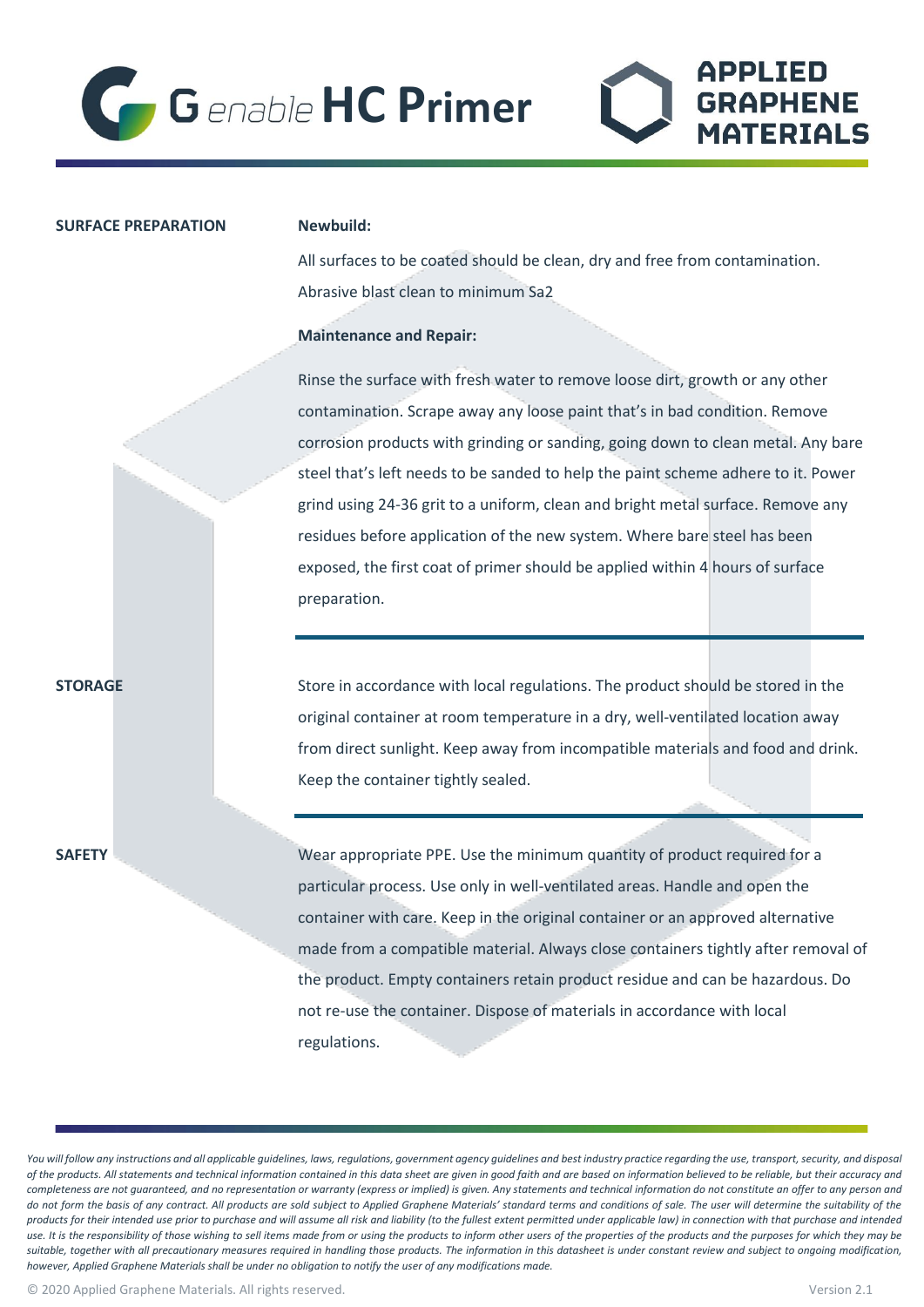## SURFACE PREPARATION

**Newbuild:**

All surfaces to be coated should be clean, dry and free from contamination. Abrasive blast clean to minimum Sa2

**Maintenance and Repair:**

Rinse the surface with fresh water to remove loose dirt, growth or any other contamination. Scrape away any loose paint that's in bad condition. Remove corrosion products with grinding or sanding, going down to clean metal. Any bare steel that's left needs to be sanded to help the paint scheme adhere to it. Power grind using 24-36 grit to a uniform, clean and bright metal surface. Remove any residues before application of the new system. Where bare steel has been exposed, the first coat of primer should be applied within 4 hours of surface preparation.

## STORAGE

Store in accordance with local regulations. The product should be stored in the original container at room temperature in a dry, well-ventilated location away from direct sunlight. Keep away from incompatible materials and food and drink. Keep the container tightly sealed.

## SAFETY

Wear appropriate PPE. Use the minimum quantity of product required for a particular process. Use only in well-ventilated areas. Handle and open the container with care. Keep in the original container or an approved alternative made from a compatible material. Always close containers tightly after removal of the product. Empty containers retain product residue and can be hazardous. Do not re-use the container. Dispose of materials in accordance with local regulations.

*You will follow any instructions and all applicable guidelines, laws, regulations, government agency guidelines and best industry practice regarding the use, transport, security, and disposal of the products. All statements and technical information contained in this data sheet are given in good faith and are based on information believed to be reliable, but their accuracy and completeness are not guaranteed, and no representation or warranty (express or implied) is given. Any statements and technical information do not constitute an offer to any person and do not form the basis of any contract. All products are sold subject to Applied Graphene Materials' standard terms and conditions of sale. The user will determine the suitability of the products for their intended use prior to purchase and will assume all risk and liability (to the fullest extent permitted under applicable law) in connection with that purchase and intended use. It is the responsibility of those wishing to sell items made from or using the products to inform other users of the properties of the products and the purposes for which they may be suitable, together with all precautionary measures required in handling those products. The information in this datasheet is under constant review and subject to ongoing modification, however, Applied Graphene Materials shall be under no obligation to notify the user of any modifications made.*

© 2020 Applied Graphene Materials. All rights reserved. Version 2.1